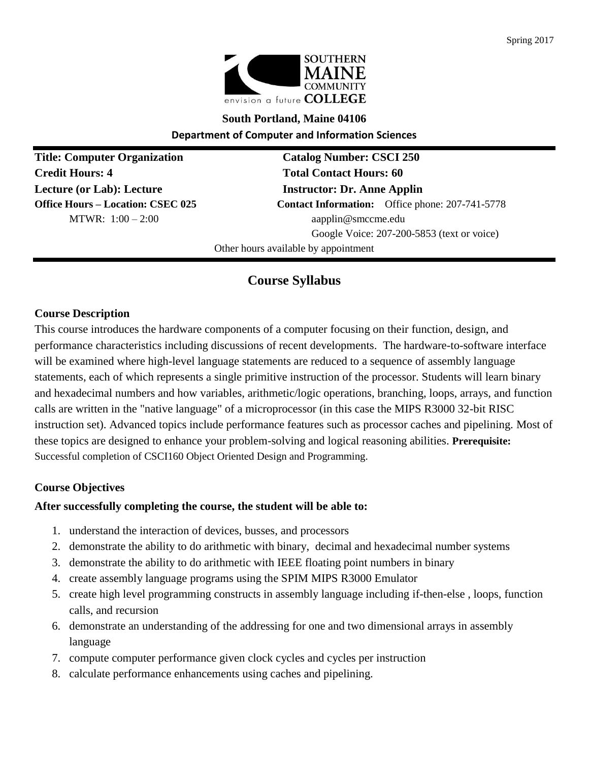Spring 2017

SOUTHERN MAINE COMMUNITY COLLEGE
envision a future

**South Portland, Maine 04106**

**Department of Computer and Information Sciences**

**Title: Computer Organization**
**Catalog Number: CSCI 250**
**Credit Hours: 4**
**Total Contact Hours: 60**
**Lecture (or Lab): Lecture**
**Instructor: Dr. Anne Applin**
**Office Hours – Location: CSEC 025**
MTWR: 1:00 – 2:00
**Contact Information:** Office phone: 207-741-5778
aapplin@smccme.edu
Google Voice: 207-200-5853 (text or voice)

Other hours available by appointment

# Course Syllabus

### Course Description

This course introduces the hardware components of a computer focusing on their function, design, and performance characteristics including discussions of recent developments. The hardware-to-software interface will be examined where high-level language statements are reduced to a sequence of assembly language statements, each of which represents a single primitive instruction of the processor. Students will learn binary and hexadecimal numbers and how variables, arithmetic/logic operations, branching, loops, arrays, and function calls are written in the "native language" of a microprocessor (in this case the MIPS R3000 32-bit RISC instruction set). Advanced topics include performance features such as processor caches and pipelining. Most of these topics are designed to enhance your problem-solving and logical reasoning abilities. **Prerequisite:** Successful completion of CSCI160 Object Oriented Design and Programming.

### Course Objectives

**After successfully completing the course, the student will be able to:**

1. understand the interaction of devices, busses, and processors
2. demonstrate the ability to do arithmetic with binary, decimal and hexadecimal number systems
3. demonstrate the ability to do arithmetic with IEEE floating point numbers in binary
4. create assembly language programs using the SPIM MIPS R3000 Emulator
5. create high level programming constructs in assembly language including if-then-else , loops, function calls, and recursion
6. demonstrate an understanding of the addressing for one and two dimensional arrays in assembly language
7. compute computer performance given clock cycles and cycles per instruction
8. calculate performance enhancements using caches and pipelining.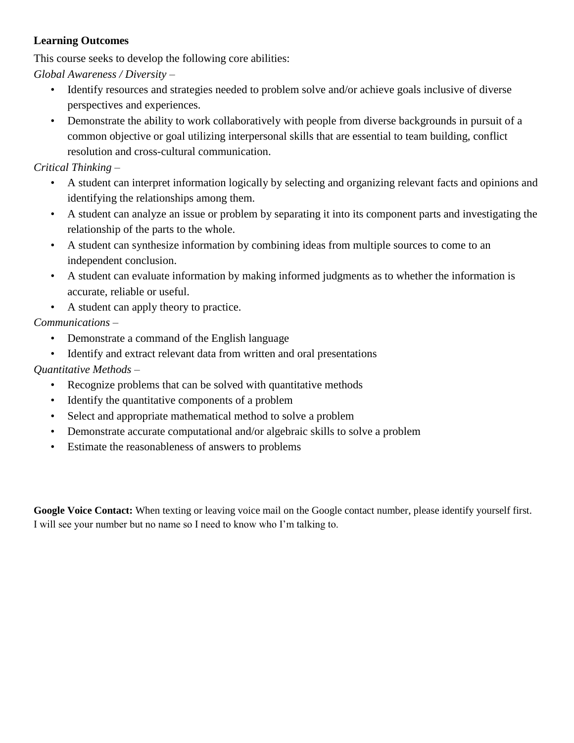**Learning Outcomes**

This course seeks to develop the following core abilities:

*Global Awareness / Diversity* –

- Identify resources and strategies needed to problem solve and/or achieve goals inclusive of diverse perspectives and experiences.
- Demonstrate the ability to work collaboratively with people from diverse backgrounds in pursuit of a common objective or goal utilizing interpersonal skills that are essential to team building, conflict resolution and cross-cultural communication.

*Critical Thinking* –

- A student can interpret information logically by selecting and organizing relevant facts and opinions and identifying the relationships among them.
- A student can analyze an issue or problem by separating it into its component parts and investigating the relationship of the parts to the whole.
- A student can synthesize information by combining ideas from multiple sources to come to an independent conclusion.
- A student can evaluate information by making informed judgments as to whether the information is accurate, reliable or useful.
- A student can apply theory to practice.

*Communications* –

- Demonstrate a command of the English language
- Identify and extract relevant data from written and oral presentations

*Quantitative Methods* –

- Recognize problems that can be solved with quantitative methods
- Identify the quantitative components of a problem
- Select and appropriate mathematical method to solve a problem
- Demonstrate accurate computational and/or algebraic skills to solve a problem
- Estimate the reasonableness of answers to problems

**Google Voice Contact:** When texting or leaving voice mail on the Google contact number, please identify yourself first. I will see your number but no name so I need to know who I'm talking to.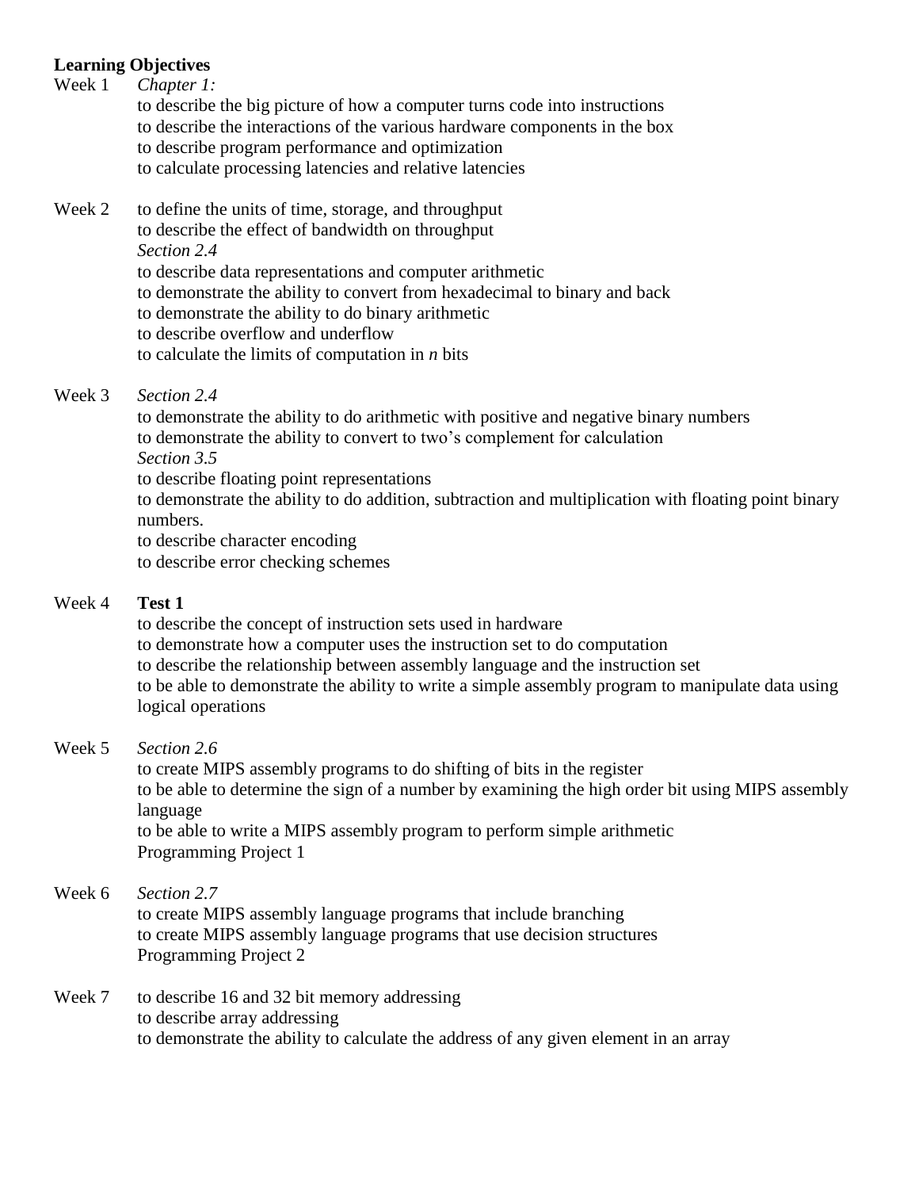**Learning Objectives**

Week 1 *Chapter 1:*
to describe the big picture of how a computer turns code into instructions
to describe the interactions of the various hardware components in the box
to describe program performance and optimization
to calculate processing latencies and relative latencies

Week 2 to define the units of time, storage, and throughput
to describe the effect of bandwidth on throughput
*Section 2.4*
to describe data representations and computer arithmetic
to demonstrate the ability to convert from hexadecimal to binary and back
to demonstrate the ability to do binary arithmetic
to describe overflow and underflow
to calculate the limits of computation in *n* bits

Week 3 *Section 2.4*
to demonstrate the ability to do arithmetic with positive and negative binary numbers
to demonstrate the ability to convert to two's complement for calculation
*Section 3.5*
to describe floating point representations
to demonstrate the ability to do addition, subtraction and multiplication with floating point binary numbers.
to describe character encoding
to describe error checking schemes

Week 4 **Test 1**
to describe the concept of instruction sets used in hardware
to demonstrate how a computer uses the instruction set to do computation
to describe the relationship between assembly language and the instruction set
to be able to demonstrate the ability to write a simple assembly program to manipulate data using logical operations

Week 5 *Section 2.6*
to create MIPS assembly programs to do shifting of bits in the register
to be able to determine the sign of a number by examining the high order bit using MIPS assembly language
to be able to write a MIPS assembly program to perform simple arithmetic
Programming Project 1

Week 6 *Section 2.7*
to create MIPS assembly language programs that include branching
to create MIPS assembly language programs that use decision structures
Programming Project 2

Week 7 to describe 16 and 32 bit memory addressing
to describe array addressing
to demonstrate the ability to calculate the address of any given element in an array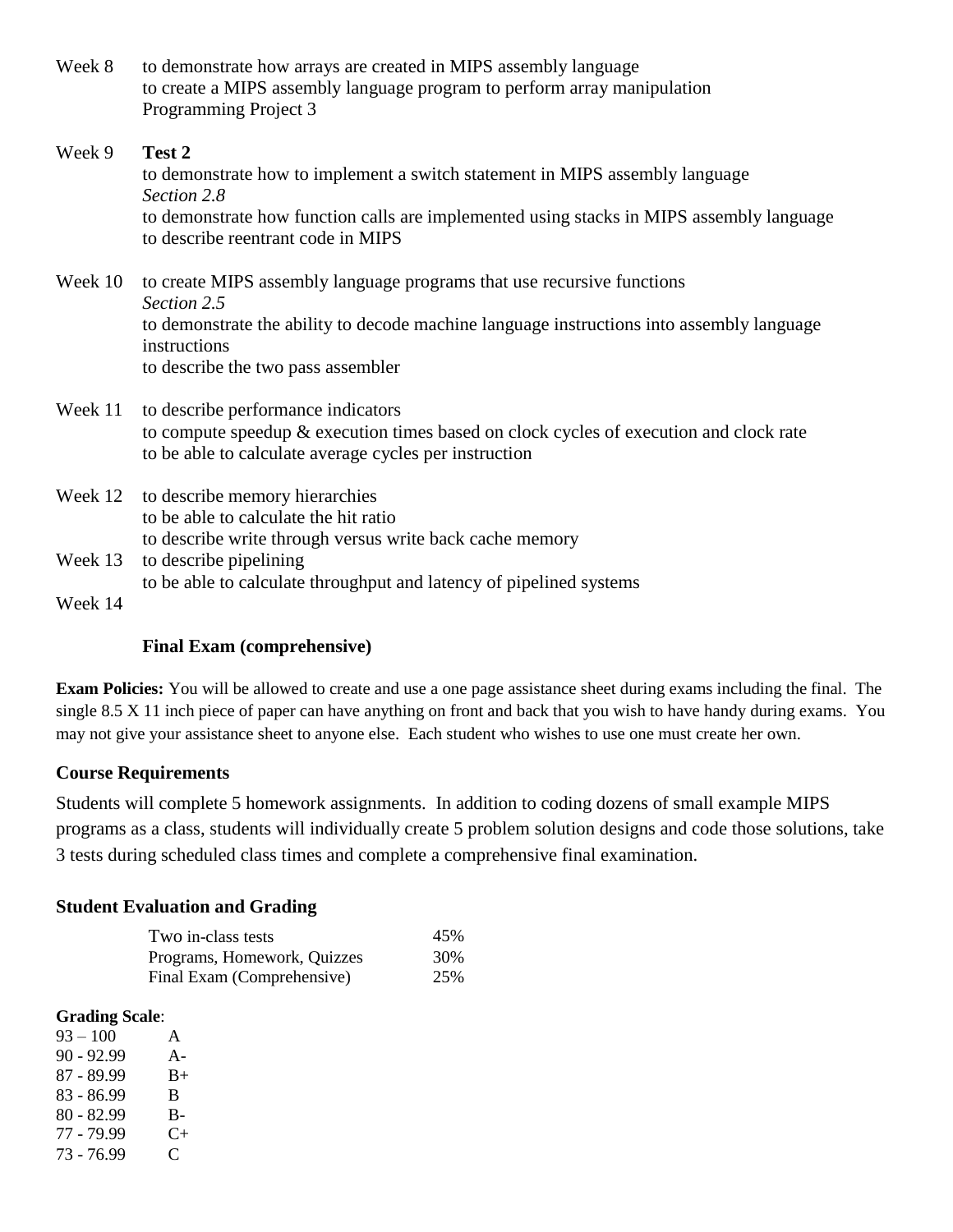Week 8 to demonstrate how arrays are created in MIPS assembly language
to create a MIPS assembly language program to perform array manipulation
Programming Project 3

Week 9 **Test 2**
to demonstrate how to implement a switch statement in MIPS assembly language
*Section 2.8*
to demonstrate how function calls are implemented using stacks in MIPS assembly language
to describe reentrant code in MIPS

Week 10 to create MIPS assembly language programs that use recursive functions
*Section 2.5*
to demonstrate the ability to decode machine language instructions into assembly language instructions
to describe the two pass assembler

Week 11 to describe performance indicators
to compute speedup & execution times based on clock cycles of execution and clock rate
to be able to calculate average cycles per instruction

Week 12 to describe memory hierarchies
to be able to calculate the hit ratio
to describe write through versus write back cache memory

Week 13 to describe pipelining
to be able to calculate throughput and latency of pipelined systems

Week 14

**Final Exam (comprehensive)**

**Exam Policies:** You will be allowed to create and use a one page assistance sheet during exams including the final. The single 8.5 X 11 inch piece of paper can have anything on front and back that you wish to have handy during exams. You may not give your assistance sheet to anyone else. Each student who wishes to use one must create her own.

## Course Requirements

Students will complete 5 homework assignments. In addition to coding dozens of small example MIPS programs as a class, students will individually create 5 problem solution designs and code those solutions, take 3 tests during scheduled class times and complete a comprehensive final examination.

## Student Evaluation and Grading

| | |
|---|---|
| Two in-class tests | 45% |
| Programs, Homework, Quizzes | 30% |
| Final Exam (Comprehensive) | 25% |

**Grading Scale**:

| | |
|---|---|
| 93 – 100 | A |
| 90 - 92.99 | A- |
| 87 - 89.99 | B+ |
| 83 - 86.99 | B |
| 80 - 82.99 | B- |
| 77 - 79.99 | C+ |
| 73 - 76.99 | C |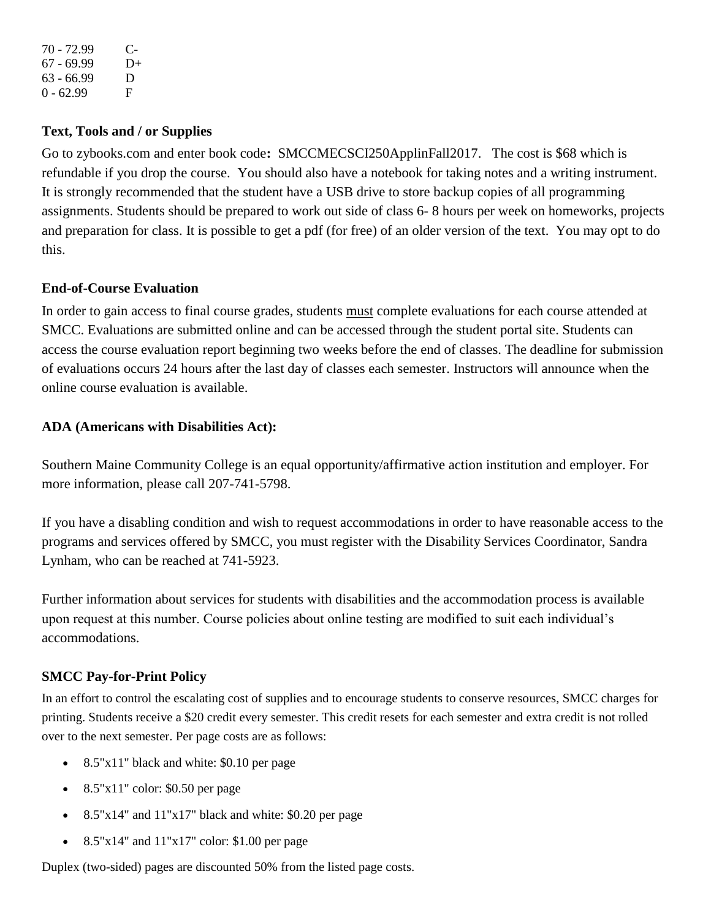| | |
|---|---|
| 70 - 72.99 | C- |
| 67 - 69.99 | D+ |
| 63 - 66.99 | D |
| 0 - 62.99 | F |

### Text, Tools and / or Supplies

Go to zybooks.com and enter book code**:** SMCCMECSCI250ApplinFall2017. The cost is $68 which is refundable if you drop the course. You should also have a notebook for taking notes and a writing instrument. It is strongly recommended that the student have a USB drive to store backup copies of all programming assignments. Students should be prepared to work out side of class 6- 8 hours per week on homeworks, projects and preparation for class. It is possible to get a pdf (for free) of an older version of the text. You may opt to do this.

### End-of-Course Evaluation

In order to gain access to final course grades, students <u>must</u> complete evaluations for each course attended at SMCC. Evaluations are submitted online and can be accessed through the student portal site. Students can access the course evaluation report beginning two weeks before the end of classes. The deadline for submission of evaluations occurs 24 hours after the last day of classes each semester. Instructors will announce when the online course evaluation is available.

### ADA (Americans with Disabilities Act):

Southern Maine Community College is an equal opportunity/affirmative action institution and employer. For more information, please call 207-741-5798.

If you have a disabling condition and wish to request accommodations in order to have reasonable access to the programs and services offered by SMCC, you must register with the Disability Services Coordinator, Sandra Lynham, who can be reached at 741-5923.

Further information about services for students with disabilities and the accommodation process is available upon request at this number. Course policies about online testing are modified to suit each individual's accommodations.

### SMCC Pay-for-Print Policy

In an effort to control the escalating cost of supplies and to encourage students to conserve resources, SMCC charges for printing. Students receive a $20 credit every semester. This credit resets for each semester and extra credit is not rolled over to the next semester. Per page costs are as follows:

- 8.5"x11" black and white: $0.10 per page
- 8.5"x11" color: $0.50 per page
- 8.5"x14" and 11"x17" black and white: $0.20 per page
- 8.5"x14" and 11"x17" color: $1.00 per page

Duplex (two-sided) pages are discounted 50% from the listed page costs.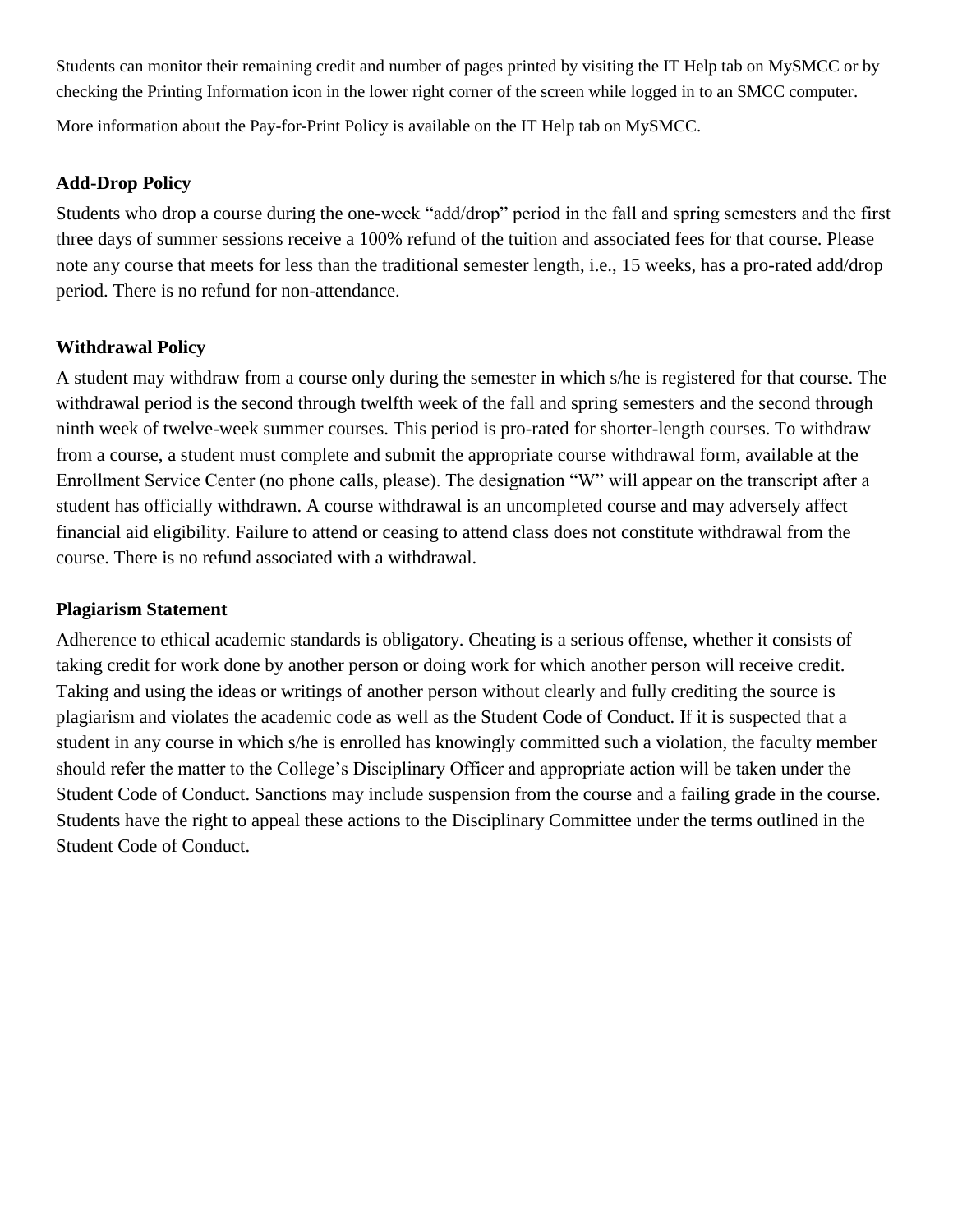Students can monitor their remaining credit and number of pages printed by visiting the IT Help tab on MySMCC or by checking the Printing Information icon in the lower right corner of the screen while logged in to an SMCC computer.

More information about the Pay-for-Print Policy is available on the IT Help tab on MySMCC.

### Add-Drop Policy

Students who drop a course during the one-week "add/drop" period in the fall and spring semesters and the first three days of summer sessions receive a 100% refund of the tuition and associated fees for that course. Please note any course that meets for less than the traditional semester length, i.e., 15 weeks, has a pro-rated add/drop period. There is no refund for non-attendance.

### Withdrawal Policy

A student may withdraw from a course only during the semester in which s/he is registered for that course. The withdrawal period is the second through twelfth week of the fall and spring semesters and the second through ninth week of twelve-week summer courses. This period is pro-rated for shorter-length courses. To withdraw from a course, a student must complete and submit the appropriate course withdrawal form, available at the Enrollment Service Center (no phone calls, please). The designation "W" will appear on the transcript after a student has officially withdrawn. A course withdrawal is an uncompleted course and may adversely affect financial aid eligibility. Failure to attend or ceasing to attend class does not constitute withdrawal from the course. There is no refund associated with a withdrawal.

### Plagiarism Statement

Adherence to ethical academic standards is obligatory. Cheating is a serious offense, whether it consists of taking credit for work done by another person or doing work for which another person will receive credit. Taking and using the ideas or writings of another person without clearly and fully crediting the source is plagiarism and violates the academic code as well as the Student Code of Conduct. If it is suspected that a student in any course in which s/he is enrolled has knowingly committed such a violation, the faculty member should refer the matter to the College's Disciplinary Officer and appropriate action will be taken under the Student Code of Conduct. Sanctions may include suspension from the course and a failing grade in the course. Students have the right to appeal these actions to the Disciplinary Committee under the terms outlined in the Student Code of Conduct.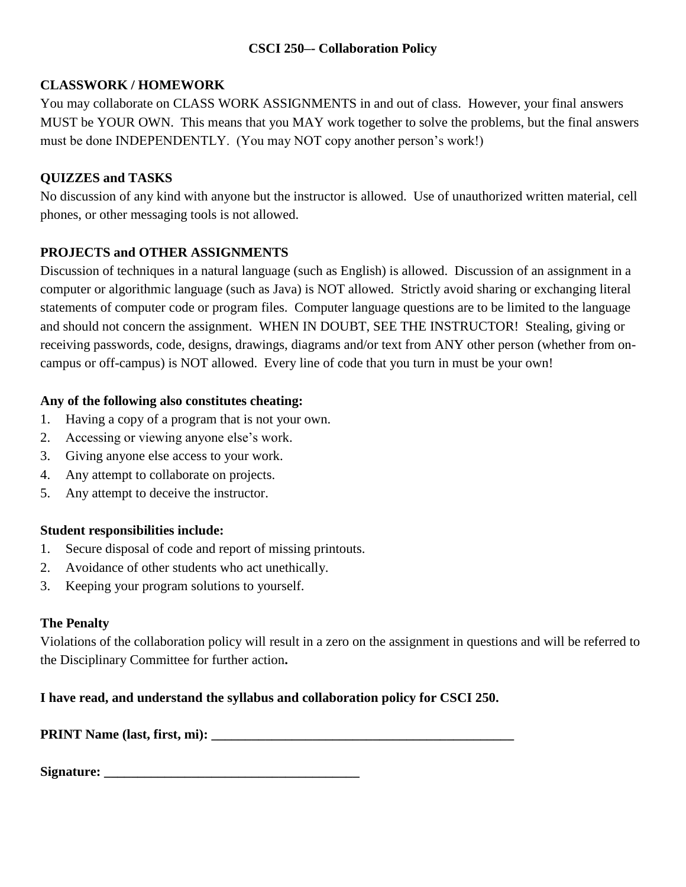# CSCI 250–- Collaboration Policy

## CLASSWORK / HOMEWORK

You may collaborate on CLASS WORK ASSIGNMENTS in and out of class. However, your final answers MUST be YOUR OWN. This means that you MAY work together to solve the problems, but the final answers must be done INDEPENDENTLY. (You may NOT copy another person's work!)

## QUIZZES and TASKS

No discussion of any kind with anyone but the instructor is allowed. Use of unauthorized written material, cell phones, or other messaging tools is not allowed.

## PROJECTS and OTHER ASSIGNMENTS

Discussion of techniques in a natural language (such as English) is allowed. Discussion of an assignment in a computer or algorithmic language (such as Java) is NOT allowed. Strictly avoid sharing or exchanging literal statements of computer code or program files. Computer language questions are to be limited to the language and should not concern the assignment. WHEN IN DOUBT, SEE THE INSTRUCTOR! Stealing, giving or receiving passwords, code, designs, drawings, diagrams and/or text from ANY other person (whether from on-campus or off-campus) is NOT allowed. Every line of code that you turn in must be your own!

### Any of the following also constitutes cheating:

1. Having a copy of a program that is not your own.
2. Accessing or viewing anyone else's work.
3. Giving anyone else access to your work.
4. Any attempt to collaborate on projects.
5. Any attempt to deceive the instructor.

### Student responsibilities include:

1. Secure disposal of code and report of missing printouts.
2. Avoidance of other students who act unethically.
3. Keeping your program solutions to yourself.

### The Penalty

Violations of the collaboration policy will result in a zero on the assignment in questions and will be referred to the Disciplinary Committee for further action**.**

**I have read, and understand the syllabus and collaboration policy for CSCI 250.**

**PRINT Name (last, first, mi): ______________________________________________**

**Signature: _______________________________________**